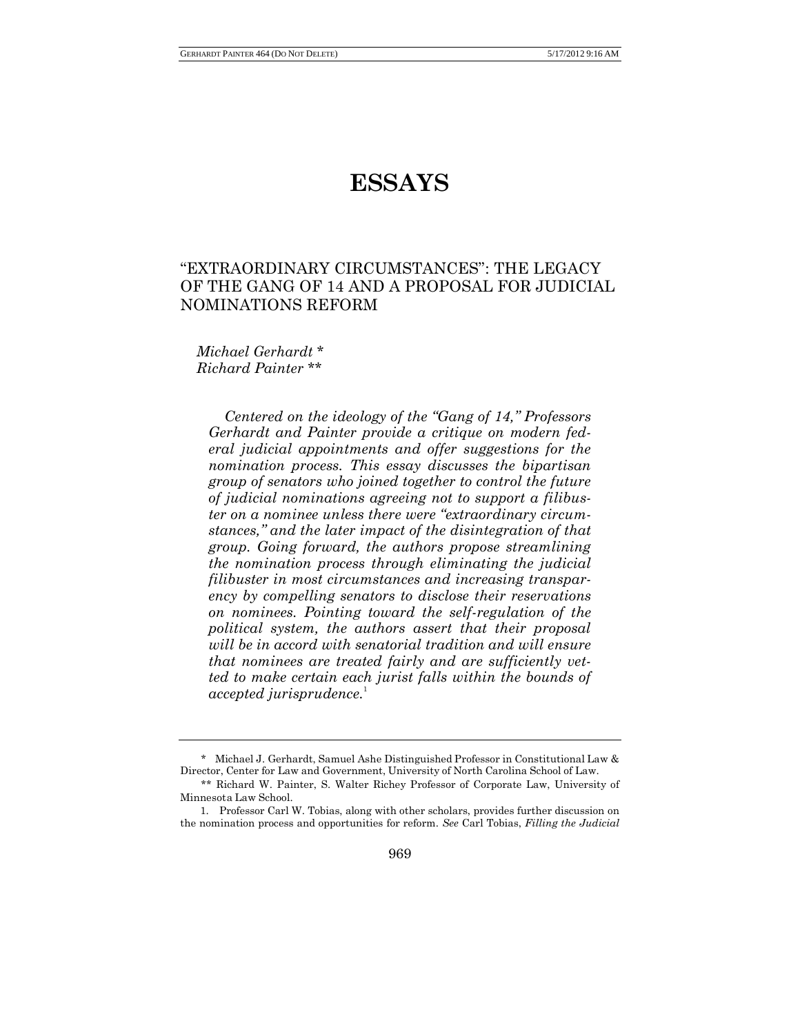# ESSAYS

## "EXTRAORDINARY CIRCUMSTANCES": THE LEGACY OF THE GANG OF 14 AND A PROPOSAL FOR JUDICIAL NOMINATIONS REFORM

*Michael Gerhardt \**
*Richard Painter \*\**

*Centered on the ideology of the "Gang of 14," Professors Gerhardt and Painter provide a critique on modern federal judicial appointments and offer suggestions for the nomination process. This essay discusses the bipartisan group of senators who joined together to control the future of judicial nominations agreeing not to support a filibuster on a nominee unless there were "extraordinary circumstances," and the later impact of the disintegration of that group. Going forward, the authors propose streamlining the nomination process through eliminating the judicial filibuster in most circumstances and increasing transparency by compelling senators to disclose their reservations on nominees. Pointing toward the self-regulation of the political system, the authors assert that their proposal will be in accord with senatorial tradition and will ensure that nominees are treated fairly and are sufficiently vetted to make certain each jurist falls within the bounds of accepted jurisprudence.*[1]

---

\* Michael J. Gerhardt, Samuel Ashe Distinguished Professor in Constitutional Law & Director, Center for Law and Government, University of North Carolina School of Law.

\*\* Richard W. Painter, S. Walter Richey Professor of Corporate Law, University of Minnesota Law School.

1. Professor Carl W. Tobias, along with other scholars, provides further discussion on the nomination process and opportunities for reform. *See* Carl Tobias, *Filling the Judicial*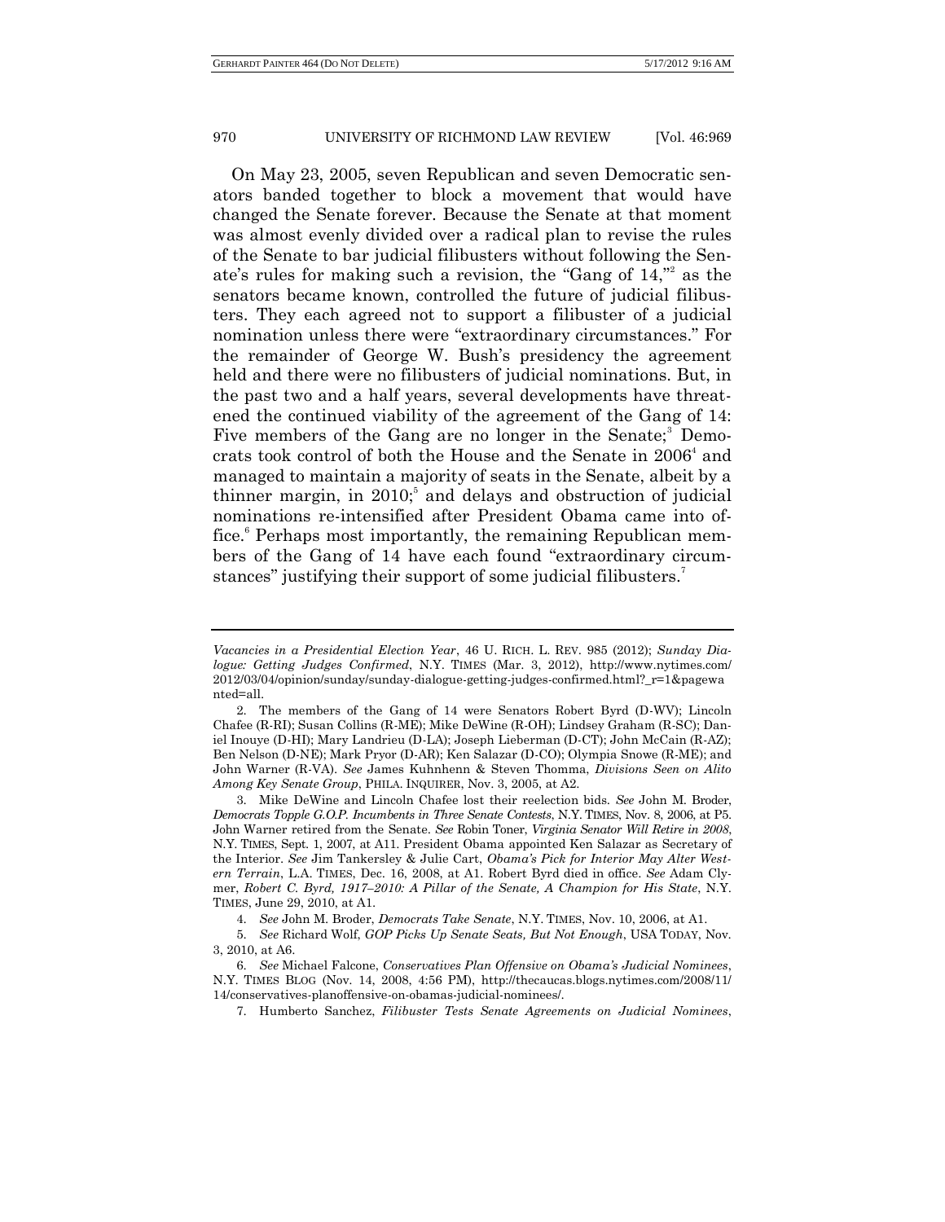On May 23, 2005, seven Republican and seven Democratic senators banded together to block a movement that would have changed the Senate forever. Because the Senate at that moment was almost evenly divided over a radical plan to revise the rules of the Senate to bar judicial filibusters without following the Senate's rules for making such a revision, the "Gang of 14,"[2] as the senators became known, controlled the future of judicial filibusters. They each agreed not to support a filibuster of a judicial nomination unless there were "extraordinary circumstances." For the remainder of George W. Bush's presidency the agreement held and there were no filibusters of judicial nominations. But, in the past two and a half years, several developments have threatened the continued viability of the agreement of the Gang of 14: Five members of the Gang are no longer in the Senate;[3] Democrats took control of both the House and the Senate in 2006[4] and managed to maintain a majority of seats in the Senate, albeit by a thinner margin, in 2010;[5] and delays and obstruction of judicial nominations re-intensified after President Obama came into office.[6] Perhaps most importantly, the remaining Republican members of the Gang of 14 have each found "extraordinary circumstances" justifying their support of some judicial filibusters.[7]

---

*Vacancies in a Presidential Election Year*, 46 U. RICH. L. REV. 985 (2012); *Sunday Dialogue: Getting Judges Confirmed*, N.Y. TIMES (Mar. 3, 2012), http://www.nytimes.com/2012/03/04/opinion/sunday/sunday-dialogue-getting-judges-confirmed.html?_r=1&pagewanted=all.

2. The members of the Gang of 14 were Senators Robert Byrd (D-WV); Lincoln Chafee (R-RI); Susan Collins (R-ME); Mike DeWine (R-OH); Lindsey Graham (R-SC); Daniel Inouye (D-HI); Mary Landrieu (D-LA); Joseph Lieberman (D-CT); John McCain (R-AZ); Ben Nelson (D-NE); Mark Pryor (D-AR); Ken Salazar (D-CO); Olympia Snowe (R-ME); and John Warner (R-VA). *See* James Kuhnhenn & Steven Thomma, *Divisions Seen on Alito Among Key Senate Group*, PHILA. INQUIRER, Nov. 3, 2005, at A2.

3. Mike DeWine and Lincoln Chafee lost their reelection bids. *See* John M. Broder, *Democrats Topple G.O.P. Incumbents in Three Senate Contests*, N.Y. TIMES, Nov. 8, 2006, at P5. John Warner retired from the Senate. *See* Robin Toner, *Virginia Senator Will Retire in 2008*, N.Y. TIMES, Sept. 1, 2007, at A11. President Obama appointed Ken Salazar as Secretary of the Interior. *See* Jim Tankersley & Julie Cart, *Obama's Pick for Interior May Alter Western Terrain*, L.A. TIMES, Dec. 16, 2008, at A1. Robert Byrd died in office. *See* Adam Clymer, *Robert C. Byrd, 1917–2010: A Pillar of the Senate, A Champion for His State*, N.Y. TIMES, June 29, 2010, at A1.

4. *See* John M. Broder, *Democrats Take Senate*, N.Y. TIMES, Nov. 10, 2006, at A1.

5. *See* Richard Wolf, *GOP Picks Up Senate Seats, But Not Enough*, USA TODAY, Nov. 3, 2010, at A6.

6. *See* Michael Falcone, *Conservatives Plan Offensive on Obama's Judicial Nominees*, N.Y. TIMES BLOG (Nov. 14, 2008, 4:56 PM), http://thecaucas.blogs.nytimes.com/2008/11/14/conservatives-planoffensive-on-obamas-judicial-nominees/.

7. Humberto Sanchez, *Filibuster Tests Senate Agreements on Judicial Nominees*,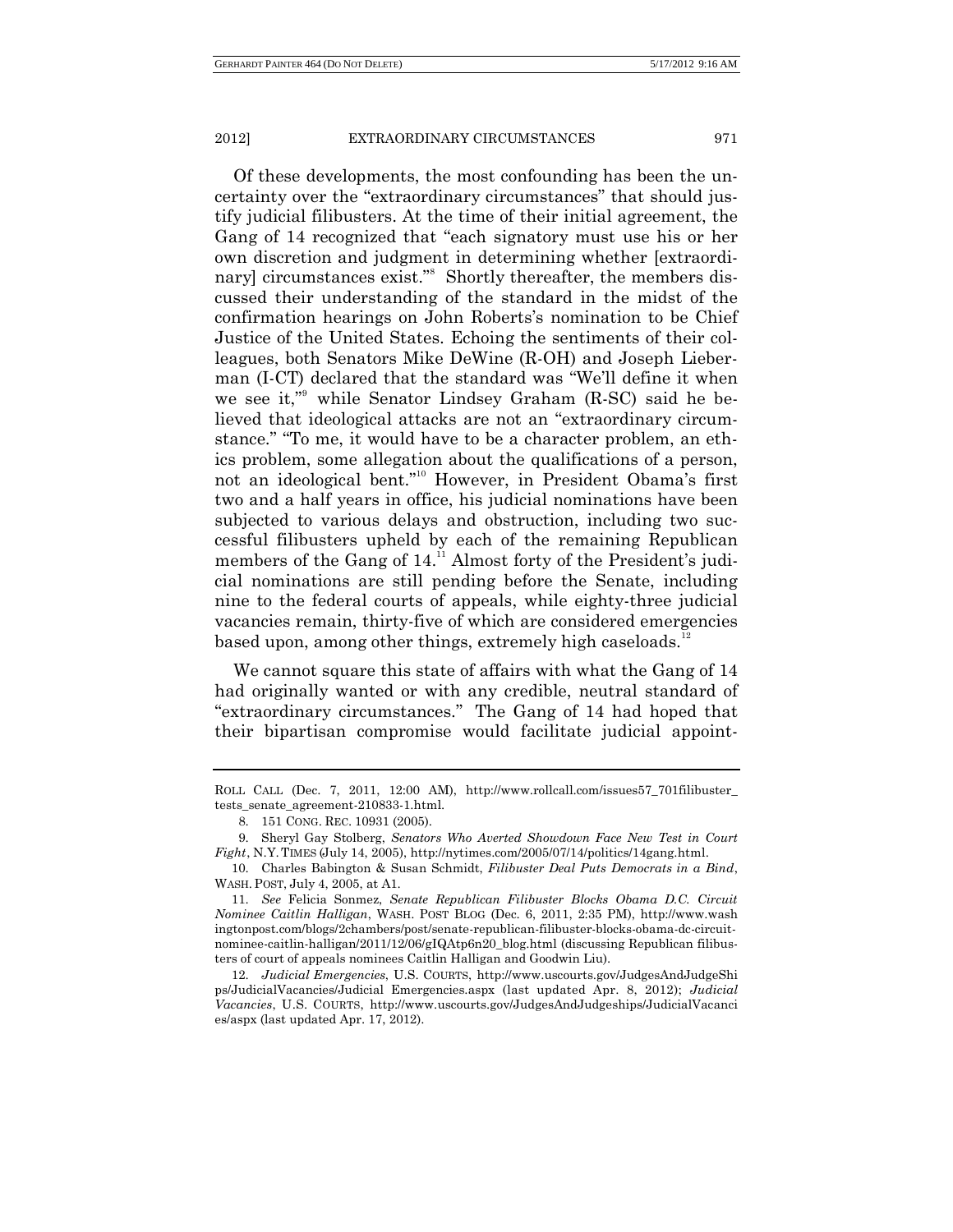Of these developments, the most confounding has been the uncertainty over the "extraordinary circumstances" that should justify judicial filibusters. At the time of their initial agreement, the Gang of 14 recognized that "each signatory must use his or her own discretion and judgment in determining whether [extraordinary] circumstances exist."[8] Shortly thereafter, the members discussed their understanding of the standard in the midst of the confirmation hearings on John Roberts's nomination to be Chief Justice of the United States. Echoing the sentiments of their colleagues, both Senators Mike DeWine (R-OH) and Joseph Lieberman (I-CT) declared that the standard was "We'll define it when we see it,"[9] while Senator Lindsey Graham (R-SC) said he believed that ideological attacks are not an "extraordinary circumstance." "To me, it would have to be a character problem, an ethics problem, some allegation about the qualifications of a person, not an ideological bent."[10] However, in President Obama's first two and a half years in office, his judicial nominations have been subjected to various delays and obstruction, including two successful filibusters upheld by each of the remaining Republican members of the Gang of 14.[11] Almost forty of the President's judicial nominations are still pending before the Senate, including nine to the federal courts of appeals, while eighty-three judicial vacancies remain, thirty-five of which are considered emergencies based upon, among other things, extremely high caseloads.[12]

We cannot square this state of affairs with what the Gang of 14 had originally wanted or with any credible, neutral standard of "extraordinary circumstances." The Gang of 14 had hoped that their bipartisan compromise would facilitate judicial appoint-

---

ROLL CALL (Dec. 7, 2011, 12:00 AM), http://www.rollcall.com/issues57_701filibuster_tests_senate_agreement-210833-1.html.

8. 151 CONG. REC. 10931 (2005).

9. Sheryl Gay Stolberg, *Senators Who Averted Showdown Face New Test in Court Fight*, N.Y. TIMES (July 14, 2005), http://nytimes.com/2005/07/14/politics/14gang.html.

10. Charles Babington & Susan Schmidt, *Filibuster Deal Puts Democrats in a Bind*, WASH. POST, July 4, 2005, at A1.

11. *See* Felicia Sonmez, *Senate Republican Filibuster Blocks Obama D.C. Circuit Nominee Caitlin Halligan*, WASH. POST BLOG (Dec. 6, 2011, 2:35 PM), http://www.washingtonpost.com/blogs/2chambers/post/senate-republican-filibuster-blocks-obama-dc-circuit-nominee-caitlin-halligan/2011/12/06/gIQAtp6n20_blog.html (discussing Republican filibusters of court of appeals nominees Caitlin Halligan and Goodwin Liu).

12. *Judicial Emergencies*, U.S. COURTS, http://www.uscourts.gov/JudgesAndJudgeShips/JudicialVacancies/Judicial Emergencies.aspx (last updated Apr. 8, 2012); *Judicial Vacancies*, U.S. COURTS, http://www.uscourts.gov/JudgesAndJudgeships/JudicialVacancies/aspx (last updated Apr. 17, 2012).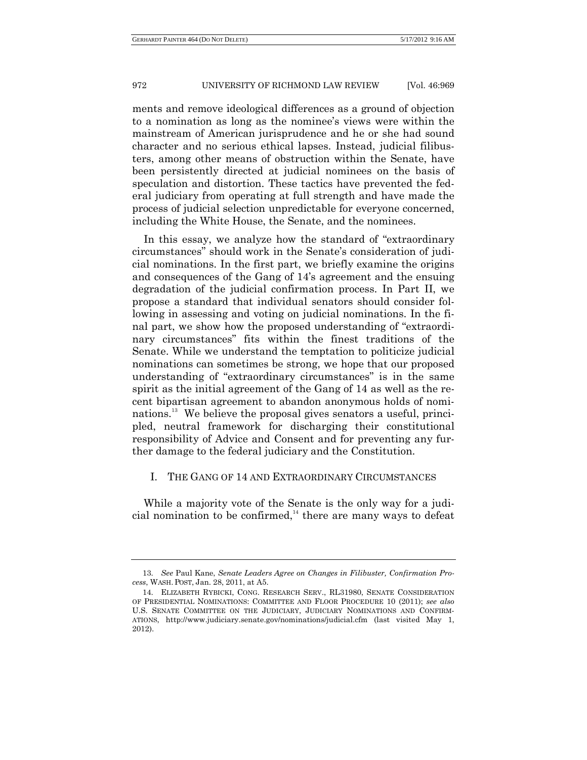ments and remove ideological differences as a ground of objection to a nomination as long as the nominee's views were within the mainstream of American jurisprudence and he or she had sound character and no serious ethical lapses. Instead, judicial filibusters, among other means of obstruction within the Senate, have been persistently directed at judicial nominees on the basis of speculation and distortion. These tactics have prevented the federal judiciary from operating at full strength and have made the process of judicial selection unpredictable for everyone concerned, including the White House, the Senate, and the nominees.

In this essay, we analyze how the standard of "extraordinary circumstances" should work in the Senate's consideration of judicial nominations. In the first part, we briefly examine the origins and consequences of the Gang of 14's agreement and the ensuing degradation of the judicial confirmation process. In Part II, we propose a standard that individual senators should consider following in assessing and voting on judicial nominations. In the final part, we show how the proposed understanding of "extraordinary circumstances" fits within the finest traditions of the Senate. While we understand the temptation to politicize judicial nominations can sometimes be strong, we hope that our proposed understanding of "extraordinary circumstances" is in the same spirit as the initial agreement of the Gang of 14 as well as the recent bipartisan agreement to abandon anonymous holds of nominations.[13] We believe the proposal gives senators a useful, principled, neutral framework for discharging their constitutional responsibility of Advice and Consent and for preventing any further damage to the federal judiciary and the Constitution.

## I. THE GANG OF 14 AND EXTRAORDINARY CIRCUMSTANCES

While a majority vote of the Senate is the only way for a judicial nomination to be confirmed,[14] there are many ways to defeat

---

13. *See* Paul Kane, *Senate Leaders Agree on Changes in Filibuster, Confirmation Process*, WASH. POST, Jan. 28, 2011, at A5.

14. ELIZABETH RYBICKI, CONG. RESEARCH SERV., RL31980, SENATE CONSIDERATION OF PRESIDENTIAL NOMINATIONS: COMMITTEE AND FLOOR PROCEDURE 10 (2011); *see also* U.S. SENATE COMMITTEE ON THE JUDICIARY, JUDICIARY NOMINATIONS AND CONFIRMATIONS, http://www.judiciary.senate.gov/nominations/judicial.cfm (last visited May 1, 2012).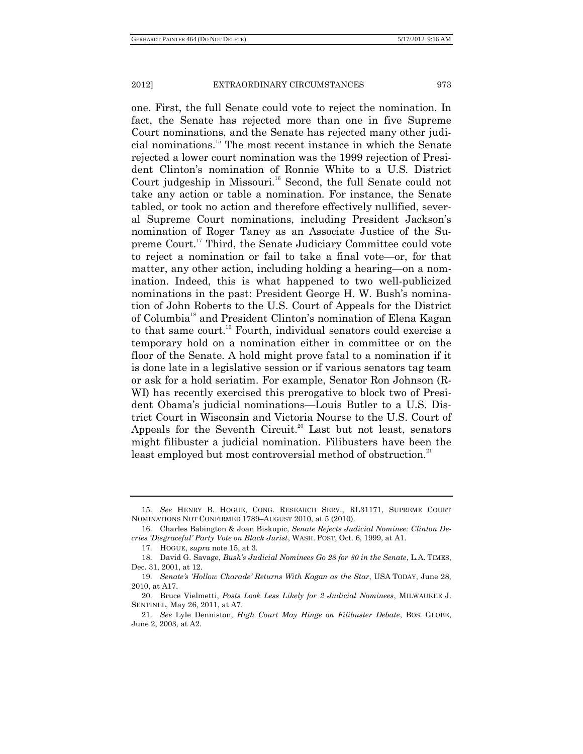one. First, the full Senate could vote to reject the nomination. In fact, the Senate has rejected more than one in five Supreme Court nominations, and the Senate has rejected many other judicial nominations.[15] The most recent instance in which the Senate rejected a lower court nomination was the 1999 rejection of President Clinton's nomination of Ronnie White to a U.S. District Court judgeship in Missouri.[16] Second, the full Senate could not take any action or table a nomination. For instance, the Senate tabled, or took no action and therefore effectively nullified, several Supreme Court nominations, including President Jackson's nomination of Roger Taney as an Associate Justice of the Supreme Court.[17] Third, the Senate Judiciary Committee could vote to reject a nomination or fail to take a final vote—or, for that matter, any other action, including holding a hearing—on a nomination. Indeed, this is what happened to two well-publicized nominations in the past: President George H. W. Bush's nomination of John Roberts to the U.S. Court of Appeals for the District of Columbia[18] and President Clinton's nomination of Elena Kagan to that same court.[19] Fourth, individual senators could exercise a temporary hold on a nomination either in committee or on the floor of the Senate. A hold might prove fatal to a nomination if it is done late in a legislative session or if various senators tag team or ask for a hold seriatim. For example, Senator Ron Johnson (R-WI) has recently exercised this prerogative to block two of President Obama's judicial nominations—Louis Butler to a U.S. District Court in Wisconsin and Victoria Nourse to the U.S. Court of Appeals for the Seventh Circuit.[20] Last but not least, senators might filibuster a judicial nomination. Filibusters have been the least employed but most controversial method of obstruction.[21]

---

15. *See* HENRY B. HOGUE, CONG. RESEARCH SERV., RL31171, SUPREME COURT NOMINATIONS NOT CONFIRMED 1789–AUGUST 2010, at 5 (2010).

16. Charles Babington & Joan Biskupic, *Senate Rejects Judicial Nominee: Clinton Decries 'Disgraceful' Party Vote on Black Jurist*, WASH. POST, Oct. 6, 1999, at A1.

17. HOGUE, *supra* note 15, at 3.

18. David G. Savage, *Bush's Judicial Nominees Go 28 for 80 in the Senate*, L.A. TIMES, Dec. 31, 2001, at 12.

19. *Senate's 'Hollow Charade' Returns With Kagan as the Star*, USA TODAY, June 28, 2010, at A17.

20. Bruce Vielmetti, *Posts Look Less Likely for 2 Judicial Nominees*, MILWAUKEE J. SENTINEL, May 26, 2011, at A7.

21. *See* Lyle Denniston, *High Court May Hinge on Filibuster Debate*, BOS. GLOBE, June 2, 2003, at A2.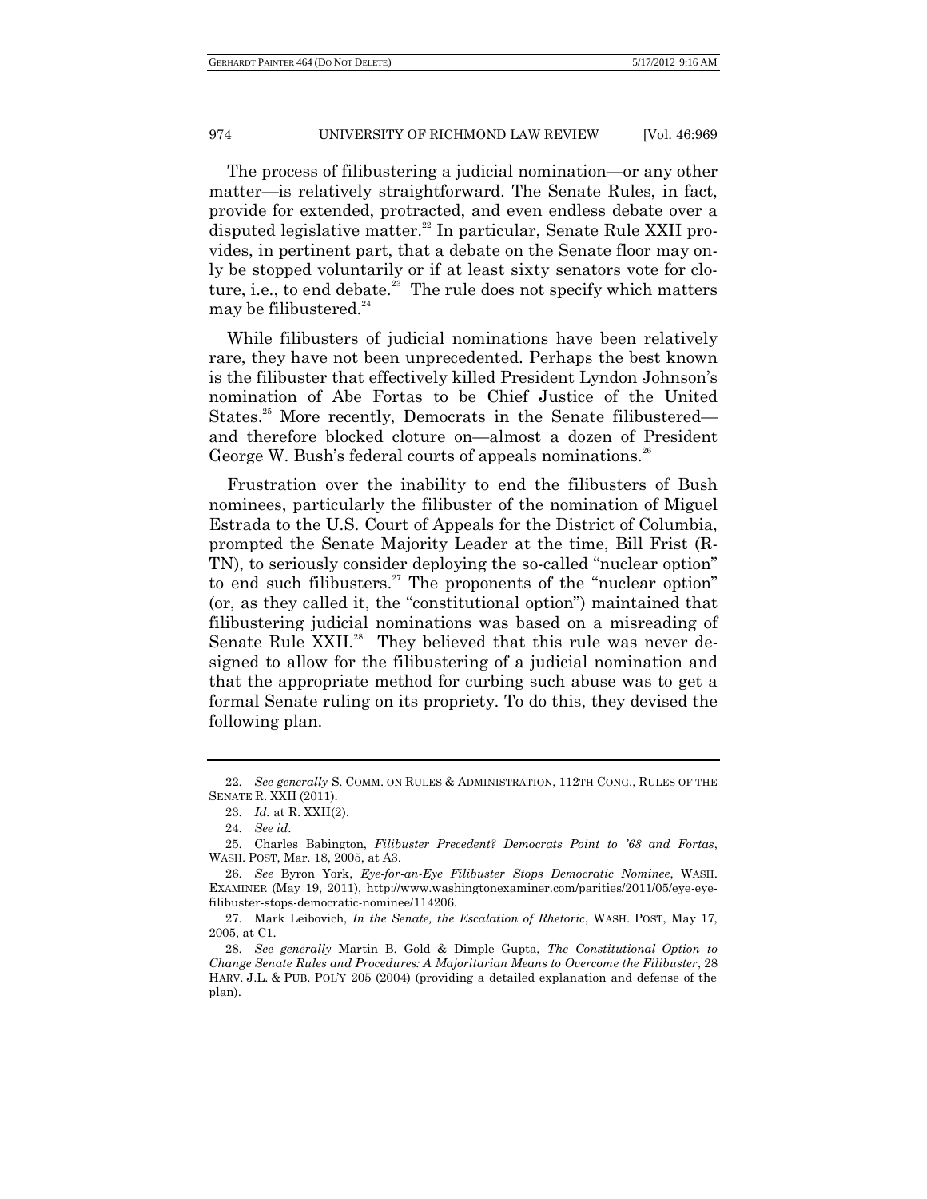The process of filibustering a judicial nomination—or any other matter—is relatively straightforward. The Senate Rules, in fact, provide for extended, protracted, and even endless debate over a disputed legislative matter.[22] In particular, Senate Rule XXII provides, in pertinent part, that a debate on the Senate floor may only be stopped voluntarily or if at least sixty senators vote for cloture, i.e., to end debate.[23] The rule does not specify which matters may be filibustered.[24]

While filibusters of judicial nominations have been relatively rare, they have not been unprecedented. Perhaps the best known is the filibuster that effectively killed President Lyndon Johnson's nomination of Abe Fortas to be Chief Justice of the United States.[25] More recently, Democrats in the Senate filibustered—and therefore blocked cloture on—almost a dozen of President George W. Bush's federal courts of appeals nominations.[26]

Frustration over the inability to end the filibusters of Bush nominees, particularly the filibuster of the nomination of Miguel Estrada to the U.S. Court of Appeals for the District of Columbia, prompted the Senate Majority Leader at the time, Bill Frist (R-TN), to seriously consider deploying the so-called "nuclear option" to end such filibusters.[27] The proponents of the "nuclear option" (or, as they called it, the "constitutional option") maintained that filibustering judicial nominations was based on a misreading of Senate Rule XXII.[28] They believed that this rule was never designed to allow for the filibustering of a judicial nomination and that the appropriate method for curbing such abuse was to get a formal Senate ruling on its propriety. To do this, they devised the following plan.

---

22. *See generally* S. COMM. ON RULES & ADMINISTRATION, 112TH CONG., RULES OF THE SENATE R. XXII (2011).

23. *Id.* at R. XXII(2).

24. *See id.*

25. Charles Babington, *Filibuster Precedent? Democrats Point to '68 and Fortas*, WASH. POST, Mar. 18, 2005, at A3.

26. *See* Byron York, *Eye-for-an-Eye Filibuster Stops Democratic Nominee*, WASH. EXAMINER (May 19, 2011), http://www.washingtonexaminer.com/parities/2011/05/eye-eye-filibuster-stops-democratic-nominee/114206.

27. Mark Leibovich, *In the Senate, the Escalation of Rhetoric*, WASH. POST, May 17, 2005, at C1.

28. *See generally* Martin B. Gold & Dimple Gupta, *The Constitutional Option to Change Senate Rules and Procedures: A Majoritarian Means to Overcome the Filibuster*, 28 HARV. J.L. & PUB. POL'Y 205 (2004) (providing a detailed explanation and defense of the plan).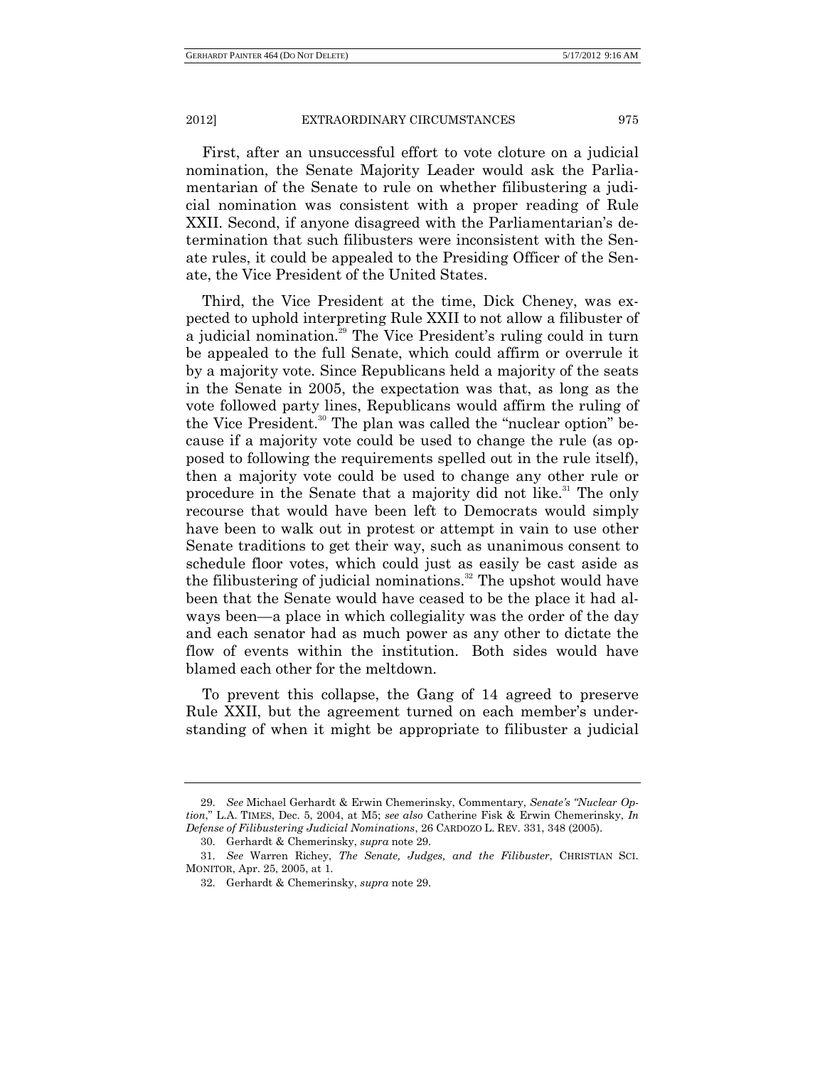First, after an unsuccessful effort to vote cloture on a judicial nomination, the Senate Majority Leader would ask the Parliamentarian of the Senate to rule on whether filibustering a judicial nomination was consistent with a proper reading of Rule XXII. Second, if anyone disagreed with the Parliamentarian's determination that such filibusters were inconsistent with the Senate rules, it could be appealed to the Presiding Officer of the Senate, the Vice President of the United States.

Third, the Vice President at the time, Dick Cheney, was expected to uphold interpreting Rule XXII to not allow a filibuster of a judicial nomination.[29] The Vice President's ruling could in turn be appealed to the full Senate, which could affirm or overrule it by a majority vote. Since Republicans held a majority of the seats in the Senate in 2005, the expectation was that, as long as the vote followed party lines, Republicans would affirm the ruling of the Vice President.[30] The plan was called the "nuclear option" because if a majority vote could be used to change the rule (as opposed to following the requirements spelled out in the rule itself), then a majority vote could be used to change any other rule or procedure in the Senate that a majority did not like.[31] The only recourse that would have been left to Democrats would simply have been to walk out in protest or attempt in vain to use other Senate traditions to get their way, such as unanimous consent to schedule floor votes, which could just as easily be cast aside as the filibustering of judicial nominations.[32] The upshot would have been that the Senate would have ceased to be the place it had always been—a place in which collegiality was the order of the day and each senator had as much power as any other to dictate the flow of events within the institution. Both sides would have blamed each other for the meltdown.

To prevent this collapse, the Gang of 14 agreed to preserve Rule XXII, but the agreement turned on each member's understanding of when it might be appropriate to filibuster a judicial

---

29. *See* Michael Gerhardt & Erwin Chemerinsky, Commentary, *Senate's "Nuclear Option*," L.A. TIMES, Dec. 5, 2004, at M5; *see also* Catherine Fisk & Erwin Chemerinsky, *In Defense of Filibustering Judicial Nominations*, 26 CARDOZO L. REV. 331, 348 (2005).

30. Gerhardt & Chemerinsky, *supra* note 29.

31. *See* Warren Richey, *The Senate, Judges, and the Filibuster*, CHRISTIAN SCI. MONITOR, Apr. 25, 2005, at 1.

32. Gerhardt & Chemerinsky, *supra* note 29.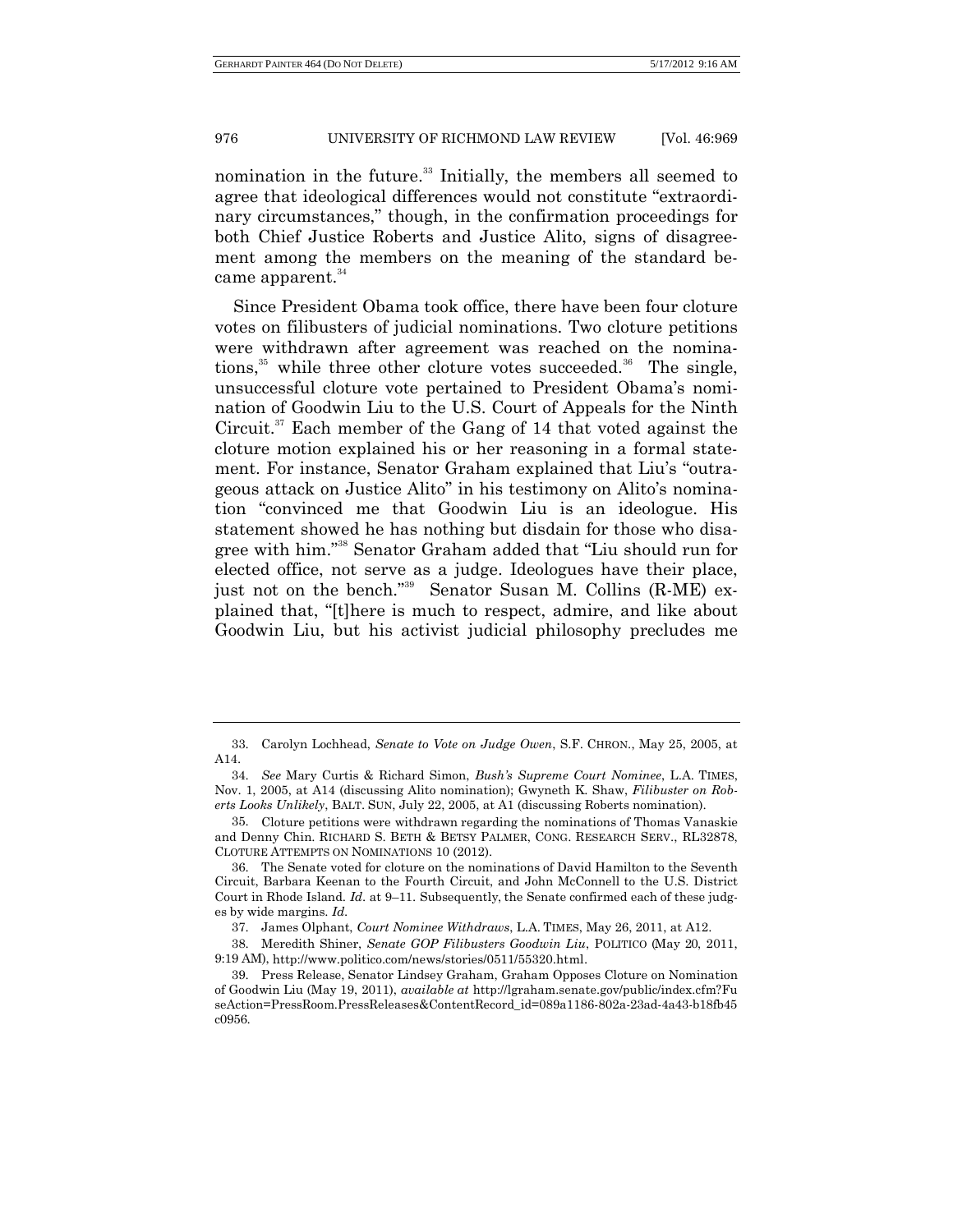nomination in the future.[33] Initially, the members all seemed to agree that ideological differences would not constitute "extraordinary circumstances," though, in the confirmation proceedings for both Chief Justice Roberts and Justice Alito, signs of disagreement among the members on the meaning of the standard became apparent.[34]

Since President Obama took office, there have been four cloture votes on filibusters of judicial nominations. Two cloture petitions were withdrawn after agreement was reached on the nominations,[35] while three other cloture votes succeeded.[36] The single, unsuccessful cloture vote pertained to President Obama's nomination of Goodwin Liu to the U.S. Court of Appeals for the Ninth Circuit.[37] Each member of the Gang of 14 that voted against the cloture motion explained his or her reasoning in a formal statement. For instance, Senator Graham explained that Liu's "outrageous attack on Justice Alito" in his testimony on Alito's nomination "convinced me that Goodwin Liu is an ideologue. His statement showed he has nothing but disdain for those who disagree with him."[38] Senator Graham added that "Liu should run for elected office, not serve as a judge. Ideologues have their place, just not on the bench."[39] Senator Susan M. Collins (R-ME) explained that, "[t]here is much to respect, admire, and like about Goodwin Liu, but his activist judicial philosophy precludes me

---

33. Carolyn Lochhead, *Senate to Vote on Judge Owen*, S.F. CHRON., May 25, 2005, at A14.

34. *See* Mary Curtis & Richard Simon, *Bush's Supreme Court Nominee*, L.A. TIMES, Nov. 1, 2005, at A14 (discussing Alito nomination); Gwyneth K. Shaw, *Filibuster on Roberts Looks Unlikely*, BALT. SUN, July 22, 2005, at A1 (discussing Roberts nomination).

35. Cloture petitions were withdrawn regarding the nominations of Thomas Vanaskie and Denny Chin. RICHARD S. BETH & BETSY PALMER, CONG. RESEARCH SERV., RL32878, CLOTURE ATTEMPTS ON NOMINATIONS 10 (2012).

36. The Senate voted for cloture on the nominations of David Hamilton to the Seventh Circuit, Barbara Keenan to the Fourth Circuit, and John McConnell to the U.S. District Court in Rhode Island. *Id*. at 9–11. Subsequently, the Senate confirmed each of these judges by wide margins. *Id.*

37. James Olphant, *Court Nominee Withdraws*, L.A. TIMES, May 26, 2011, at A12.

38. Meredith Shiner, *Senate GOP Filibusters Goodwin Liu*, POLITICO (May 20, 2011, 9:19 AM), http://www.politico.com/news/stories/0511/55320.html.

39. Press Release, Senator Lindsey Graham, Graham Opposes Cloture on Nomination of Goodwin Liu (May 19, 2011), *available at* http://lgraham.senate.gov/public/index.cfm?FuseAction=PressRoom.PressReleases&ContentRecord_id=089a1186-802a-23ad-4a43-b18fb45c0956.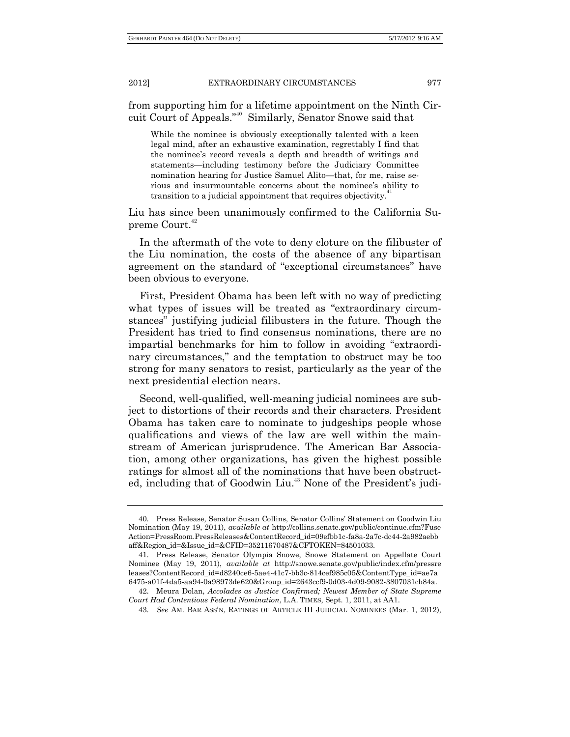from supporting him for a lifetime appointment on the Ninth Circuit Court of Appeals."[40] Similarly, Senator Snowe said that

> While the nominee is obviously exceptionally talented with a keen legal mind, after an exhaustive examination, regrettably I find that the nominee's record reveals a depth and breadth of writings and statements—including testimony before the Judiciary Committee nomination hearing for Justice Samuel Alito—that, for me, raise serious and insurmountable concerns about the nominee's ability to transition to a judicial appointment that requires objectivity.[41]

Liu has since been unanimously confirmed to the California Supreme Court.[42]

In the aftermath of the vote to deny cloture on the filibuster of the Liu nomination, the costs of the absence of any bipartisan agreement on the standard of "exceptional circumstances" have been obvious to everyone.

First, President Obama has been left with no way of predicting what types of issues will be treated as "extraordinary circumstances" justifying judicial filibusters in the future. Though the President has tried to find consensus nominations, there are no impartial benchmarks for him to follow in avoiding "extraordinary circumstances," and the temptation to obstruct may be too strong for many senators to resist, particularly as the year of the next presidential election nears.

Second, well-qualified, well-meaning judicial nominees are subject to distortions of their records and their characters. President Obama has taken care to nominate to judgeships people whose qualifications and views of the law are well within the mainstream of American jurisprudence. The American Bar Association, among other organizations, has given the highest possible ratings for almost all of the nominations that have been obstructed, including that of Goodwin Liu.[43] None of the President's judi-

---

40. Press Release, Senator Susan Collins, Senator Collins' Statement on Goodwin Liu Nomination (May 19, 2011), *available at* http://collins.senate.gov/public/continue.cfm?FuseAction=PressRoom.PressReleases&ContentRecord_id=09efbb1c-fa8a-2a7c-dc44-2a982aebbaff&Region_id=&Issue_id=&CFID=35211670487&CFTOKEN=84501033.

41. Press Release, Senator Olympia Snowe, Snowe Statement on Appellate Court Nominee (May 19, 2011), *available at* http://snowe.senate.gov/public/index.cfm/pressreleases?ContentRecord_id=d8240ce6-5ae4-41c7-bb3c-814cef985c05&ContentType_id=ae7a6475-a01f-4da5-aa94-0a98973de620&Group_id=2643ccf9-0d03-4d09-9082-3807031cb84a.

42. Meura Dolan, *Accolades as Justice Confirmed; Newest Member of State Supreme Court Had Contentious Federal Nomination*, L.A. TIMES, Sept. 1, 2011, at AA1.

43. *See* AM. BAR ASS'N, RATINGS OF ARTICLE III JUDICIAL NOMINEES (Mar. 1, 2012),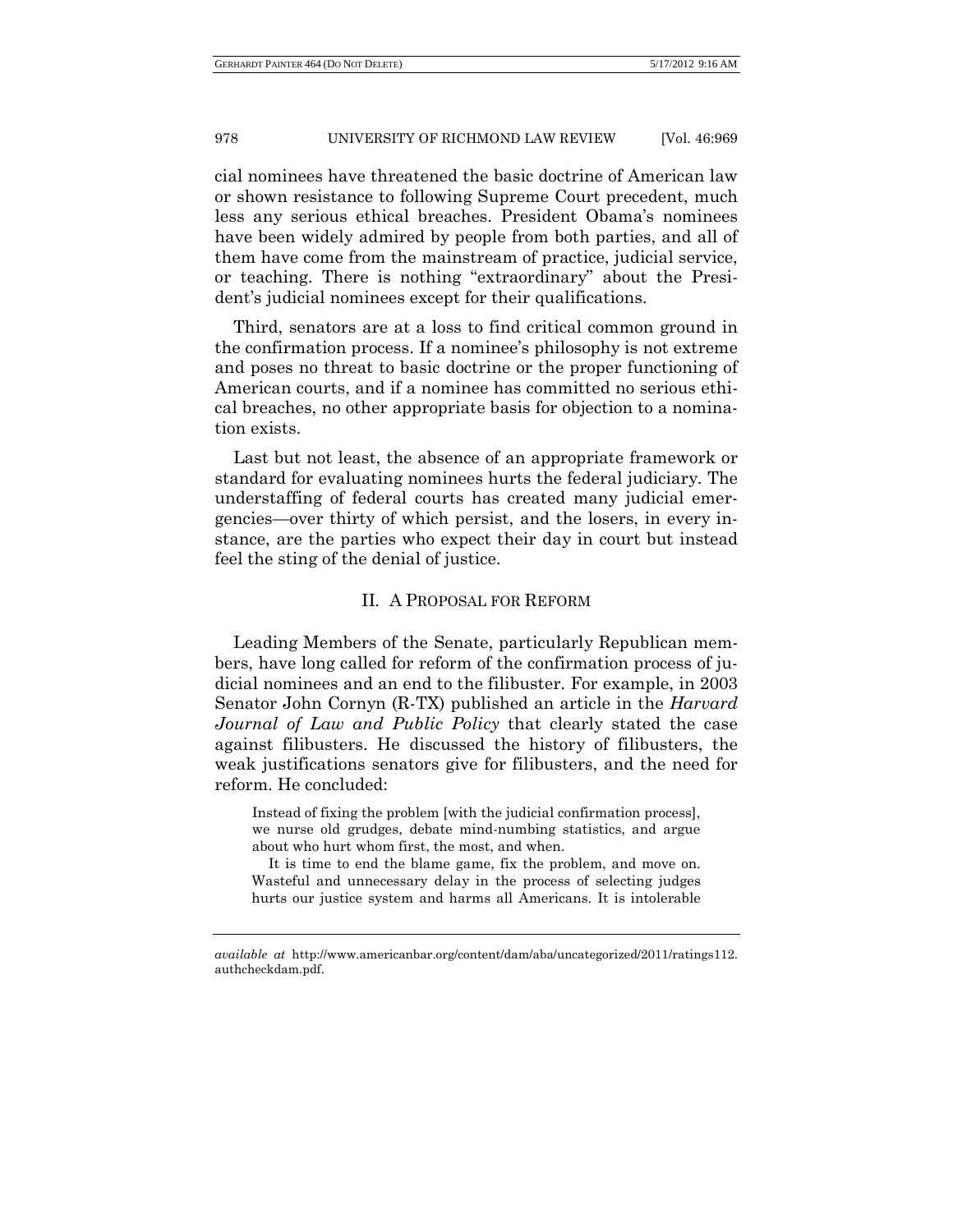cial nominees have threatened the basic doctrine of American law or shown resistance to following Supreme Court precedent, much less any serious ethical breaches. President Obama's nominees have been widely admired by people from both parties, and all of them have come from the mainstream of practice, judicial service, or teaching. There is nothing "extraordinary" about the President's judicial nominees except for their qualifications.

Third, senators are at a loss to find critical common ground in the confirmation process. If a nominee's philosophy is not extreme and poses no threat to basic doctrine or the proper functioning of American courts, and if a nominee has committed no serious ethical breaches, no other appropriate basis for objection to a nomination exists.

Last but not least, the absence of an appropriate framework or standard for evaluating nominees hurts the federal judiciary. The understaffing of federal courts has created many judicial emergencies—over thirty of which persist, and the losers, in every instance, are the parties who expect their day in court but instead feel the sting of the denial of justice.

## II. A PROPOSAL FOR REFORM

Leading Members of the Senate, particularly Republican members, have long called for reform of the confirmation process of judicial nominees and an end to the filibuster. For example, in 2003 Senator John Cornyn (R-TX) published an article in the *Harvard Journal of Law and Public Policy* that clearly stated the case against filibusters. He discussed the history of filibusters, the weak justifications senators give for filibusters, and the need for reform. He concluded:

> Instead of fixing the problem [with the judicial confirmation process], we nurse old grudges, debate mind-numbing statistics, and argue about who hurt whom first, the most, and when.
>
> It is time to end the blame game, fix the problem, and move on. Wasteful and unnecessary delay in the process of selecting judges hurts our justice system and harms all Americans. It is intolerable

*available at* http://www.americanbar.org/content/dam/aba/uncategorized/2011/ratings112.authcheckdam.pdf.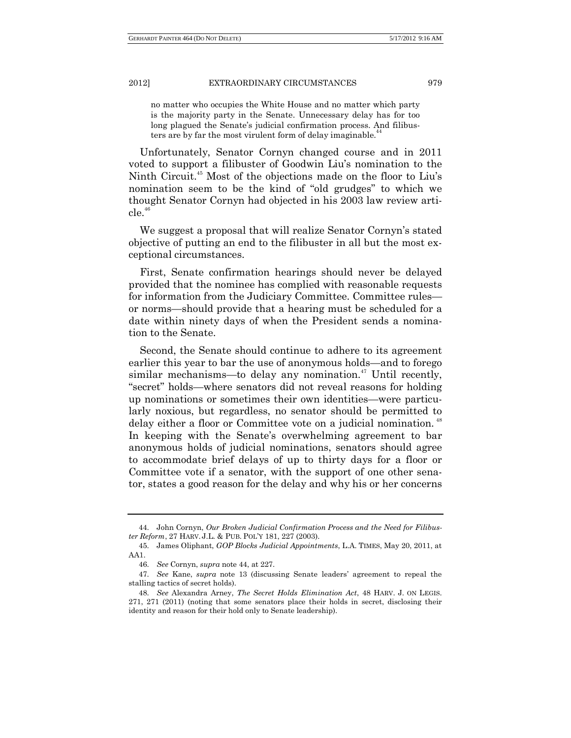> no matter who occupies the White House and no matter which party is the majority party in the Senate. Unnecessary delay has for too long plagued the Senate's judicial confirmation process. And filibusters are by far the most virulent form of delay imaginable.[44]

Unfortunately, Senator Cornyn changed course and in 2011 voted to support a filibuster of Goodwin Liu's nomination to the Ninth Circuit.[45] Most of the objections made on the floor to Liu's nomination seem to be the kind of "old grudges" to which we thought Senator Cornyn had objected in his 2003 law review article.[46]

We suggest a proposal that will realize Senator Cornyn's stated objective of putting an end to the filibuster in all but the most exceptional circumstances.

First, Senate confirmation hearings should never be delayed provided that the nominee has complied with reasonable requests for information from the Judiciary Committee. Committee rules—or norms—should provide that a hearing must be scheduled for a date within ninety days of when the President sends a nomination to the Senate.

Second, the Senate should continue to adhere to its agreement earlier this year to bar the use of anonymous holds—and to forego similar mechanisms—to delay any nomination.[47] Until recently, "secret" holds—where senators did not reveal reasons for holding up nominations or sometimes their own identities—were particularly noxious, but regardless, no senator should be permitted to delay either a floor or Committee vote on a judicial nomination.[48] In keeping with the Senate's overwhelming agreement to bar anonymous holds of judicial nominations, senators should agree to accommodate brief delays of up to thirty days for a floor or Committee vote if a senator, with the support of one other senator, states a good reason for the delay and why his or her concerns

---

44. John Cornyn, *Our Broken Judicial Confirmation Process and the Need for Filibuster Reform*, 27 HARV. J.L. & PUB. POL'Y 181, 227 (2003).

45. James Oliphant, *GOP Blocks Judicial Appointments*, L.A. TIMES, May 20, 2011, at AA1.

46. *See* Cornyn, *supra* note 44, at 227.

47. *See* Kane, *supra* note 13 (discussing Senate leaders' agreement to repeal the stalling tactics of secret holds).

48. *See* Alexandra Arney, *The Secret Holds Elimination Act*, 48 HARV. J. ON LEGIS. 271, 271 (2011) (noting that some senators place their holds in secret, disclosing their identity and reason for their hold only to Senate leadership).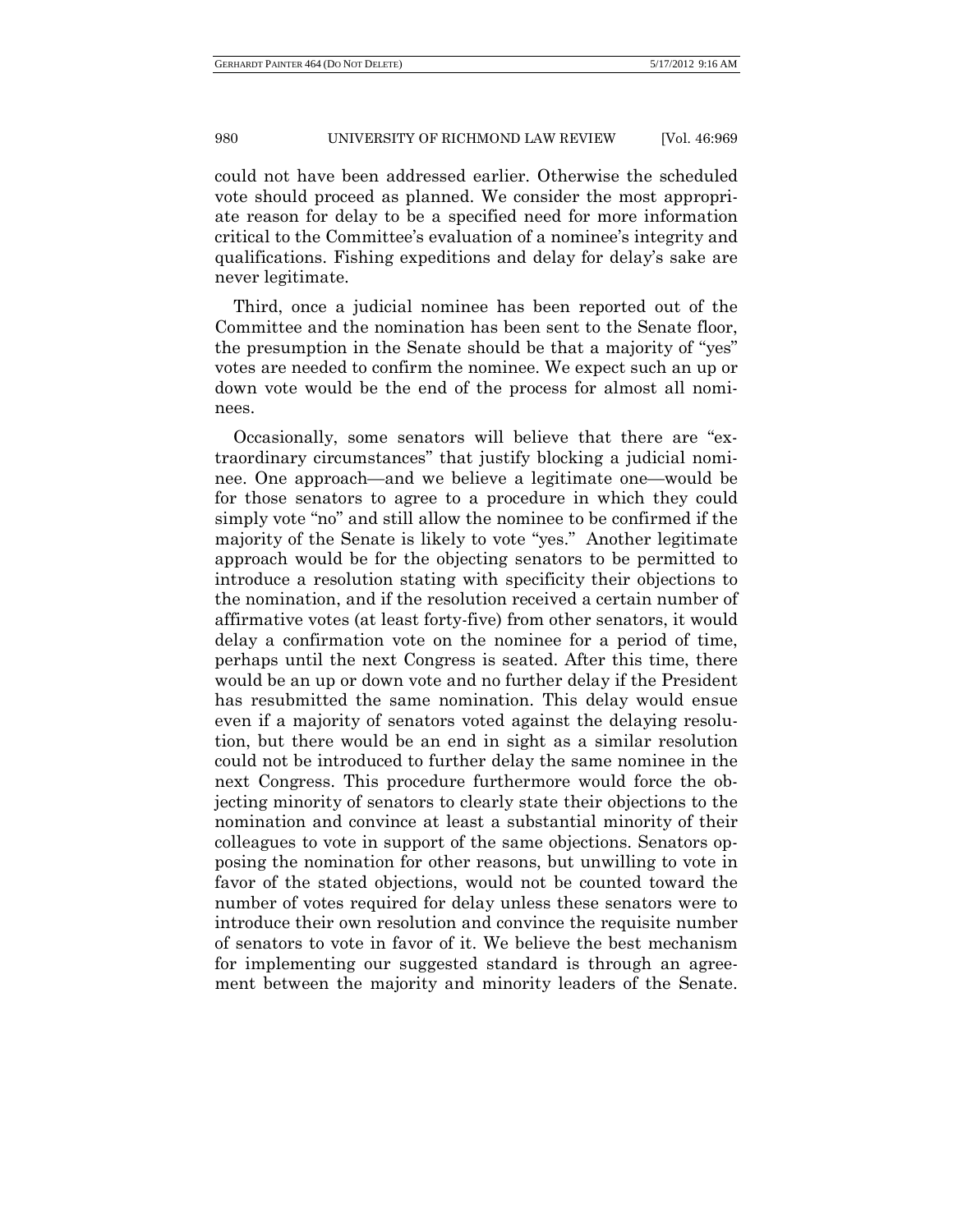could not have been addressed earlier. Otherwise the scheduled vote should proceed as planned. We consider the most appropriate reason for delay to be a specified need for more information critical to the Committee's evaluation of a nominee's integrity and qualifications. Fishing expeditions and delay for delay's sake are never legitimate.

Third, once a judicial nominee has been reported out of the Committee and the nomination has been sent to the Senate floor, the presumption in the Senate should be that a majority of "yes" votes are needed to confirm the nominee. We expect such an up or down vote would be the end of the process for almost all nominees.

Occasionally, some senators will believe that there are "extraordinary circumstances" that justify blocking a judicial nominee. One approach—and we believe a legitimate one—would be for those senators to agree to a procedure in which they could simply vote "no" and still allow the nominee to be confirmed if the majority of the Senate is likely to vote "yes." Another legitimate approach would be for the objecting senators to be permitted to introduce a resolution stating with specificity their objections to the nomination, and if the resolution received a certain number of affirmative votes (at least forty-five) from other senators, it would delay a confirmation vote on the nominee for a period of time, perhaps until the next Congress is seated. After this time, there would be an up or down vote and no further delay if the President has resubmitted the same nomination. This delay would ensue even if a majority of senators voted against the delaying resolution, but there would be an end in sight as a similar resolution could not be introduced to further delay the same nominee in the next Congress. This procedure furthermore would force the objecting minority of senators to clearly state their objections to the nomination and convince at least a substantial minority of their colleagues to vote in support of the same objections. Senators opposing the nomination for other reasons, but unwilling to vote in favor of the stated objections, would not be counted toward the number of votes required for delay unless these senators were to introduce their own resolution and convince the requisite number of senators to vote in favor of it. We believe the best mechanism for implementing our suggested standard is through an agreement between the majority and minority leaders of the Senate.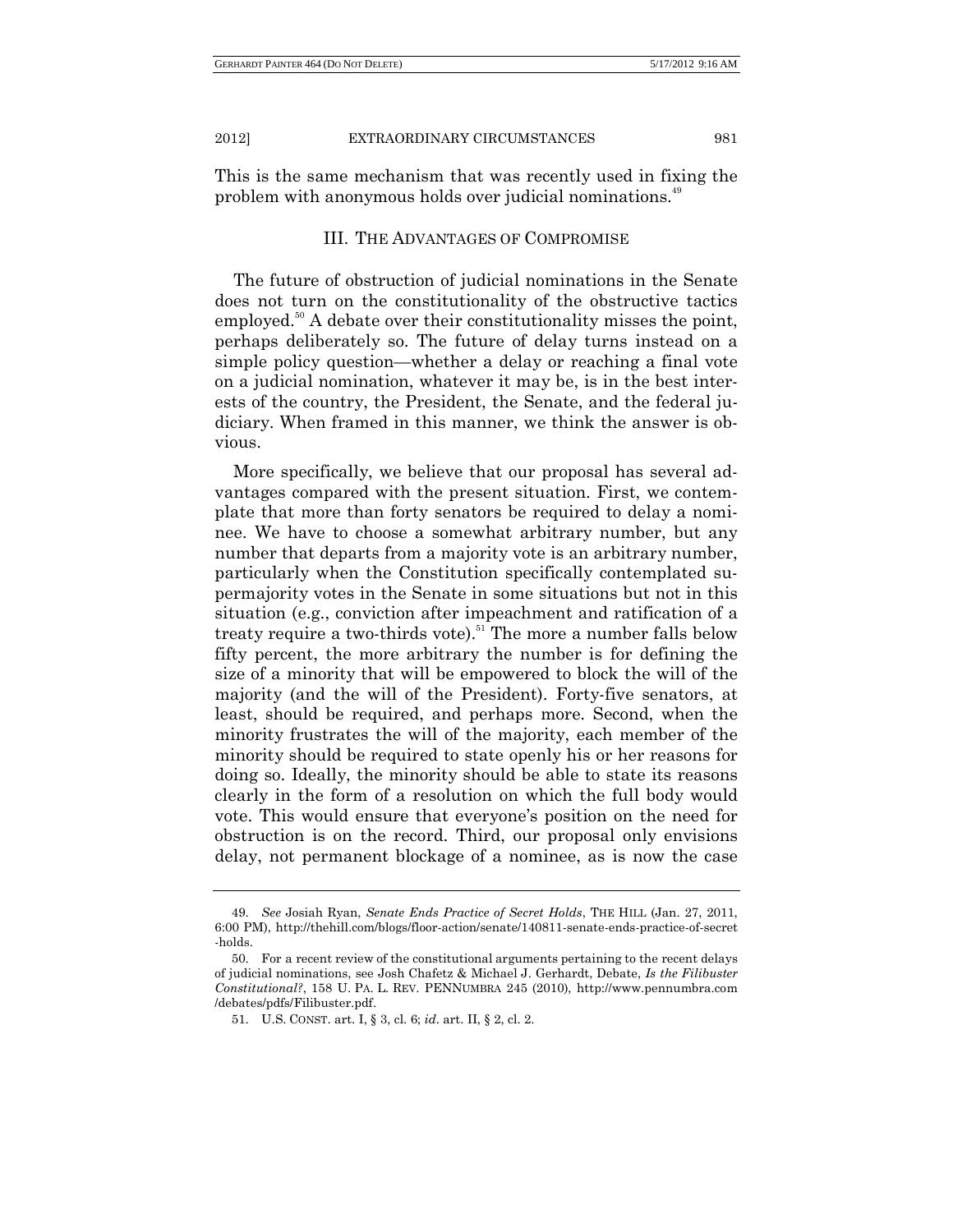This is the same mechanism that was recently used in fixing the problem with anonymous holds over judicial nominations.[49]

## III. THE ADVANTAGES OF COMPROMISE

The future of obstruction of judicial nominations in the Senate does not turn on the constitutionality of the obstructive tactics employed.[50] A debate over their constitutionality misses the point, perhaps deliberately so. The future of delay turns instead on a simple policy question—whether a delay or reaching a final vote on a judicial nomination, whatever it may be, is in the best interests of the country, the President, the Senate, and the federal judiciary. When framed in this manner, we think the answer is obvious.

More specifically, we believe that our proposal has several advantages compared with the present situation. First, we contemplate that more than forty senators be required to delay a nominee. We have to choose a somewhat arbitrary number, but any number that departs from a majority vote is an arbitrary number, particularly when the Constitution specifically contemplated supermajority votes in the Senate in some situations but not in this situation (e.g., conviction after impeachment and ratification of a treaty require a two-thirds vote).[51] The more a number falls below fifty percent, the more arbitrary the number is for defining the size of a minority that will be empowered to block the will of the majority (and the will of the President). Forty-five senators, at least, should be required, and perhaps more. Second, when the minority frustrates the will of the majority, each member of the minority should be required to state openly his or her reasons for doing so. Ideally, the minority should be able to state its reasons clearly in the form of a resolution on which the full body would vote. This would ensure that everyone's position on the need for obstruction is on the record. Third, our proposal only envisions delay, not permanent blockage of a nominee, as is now the case

---

49. *See* Josiah Ryan, *Senate Ends Practice of Secret Holds*, THE HILL (Jan. 27, 2011, 6:00 PM), http://thehill.com/blogs/floor-action/senate/140811-senate-ends-practice-of-secret-holds.

50. For a recent review of the constitutional arguments pertaining to the recent delays of judicial nominations, see Josh Chafetz & Michael J. Gerhardt, Debate, *Is the Filibuster Constitutional?*, 158 U. PA. L. REV. PENNUMBRA 245 (2010), http://www.pennumbra.com/debates/pdfs/Filibuster.pdf.

51. U.S. CONST. art. I, § 3, cl. 6; *id*. art. II, § 2, cl. 2.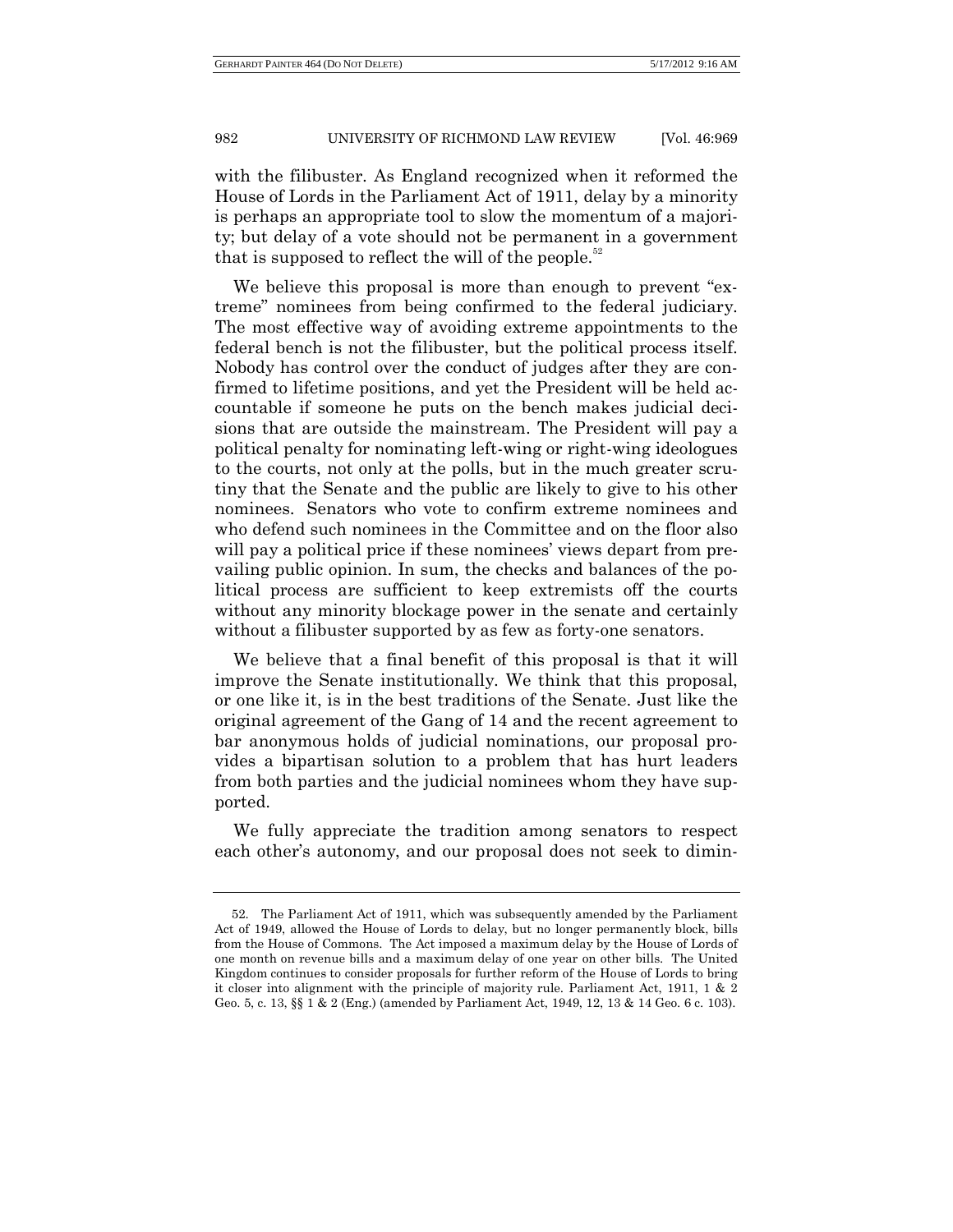with the filibuster. As England recognized when it reformed the House of Lords in the Parliament Act of 1911, delay by a minority is perhaps an appropriate tool to slow the momentum of a majority; but delay of a vote should not be permanent in a government that is supposed to reflect the will of the people.[52]

We believe this proposal is more than enough to prevent "extreme" nominees from being confirmed to the federal judiciary. The most effective way of avoiding extreme appointments to the federal bench is not the filibuster, but the political process itself. Nobody has control over the conduct of judges after they are confirmed to lifetime positions, and yet the President will be held accountable if someone he puts on the bench makes judicial decisions that are outside the mainstream. The President will pay a political penalty for nominating left-wing or right-wing ideologues to the courts, not only at the polls, but in the much greater scrutiny that the Senate and the public are likely to give to his other nominees. Senators who vote to confirm extreme nominees and who defend such nominees in the Committee and on the floor also will pay a political price if these nominees' views depart from prevailing public opinion. In sum, the checks and balances of the political process are sufficient to keep extremists off the courts without any minority blockage power in the senate and certainly without a filibuster supported by as few as forty-one senators.

We believe that a final benefit of this proposal is that it will improve the Senate institutionally. We think that this proposal, or one like it, is in the best traditions of the Senate. Just like the original agreement of the Gang of 14 and the recent agreement to bar anonymous holds of judicial nominations, our proposal provides a bipartisan solution to a problem that has hurt leaders from both parties and the judicial nominees whom they have supported.

We fully appreciate the tradition among senators to respect each other's autonomy, and our proposal does not seek to dimin-

---

52. The Parliament Act of 1911, which was subsequently amended by the Parliament Act of 1949, allowed the House of Lords to delay, but no longer permanently block, bills from the House of Commons. The Act imposed a maximum delay by the House of Lords of one month on revenue bills and a maximum delay of one year on other bills. The United Kingdom continues to consider proposals for further reform of the House of Lords to bring it closer into alignment with the principle of majority rule. Parliament Act, 1911, 1 & 2 Geo. 5, c. 13, §§ 1 & 2 (Eng.) (amended by Parliament Act, 1949, 12, 13 & 14 Geo. 6 c. 103).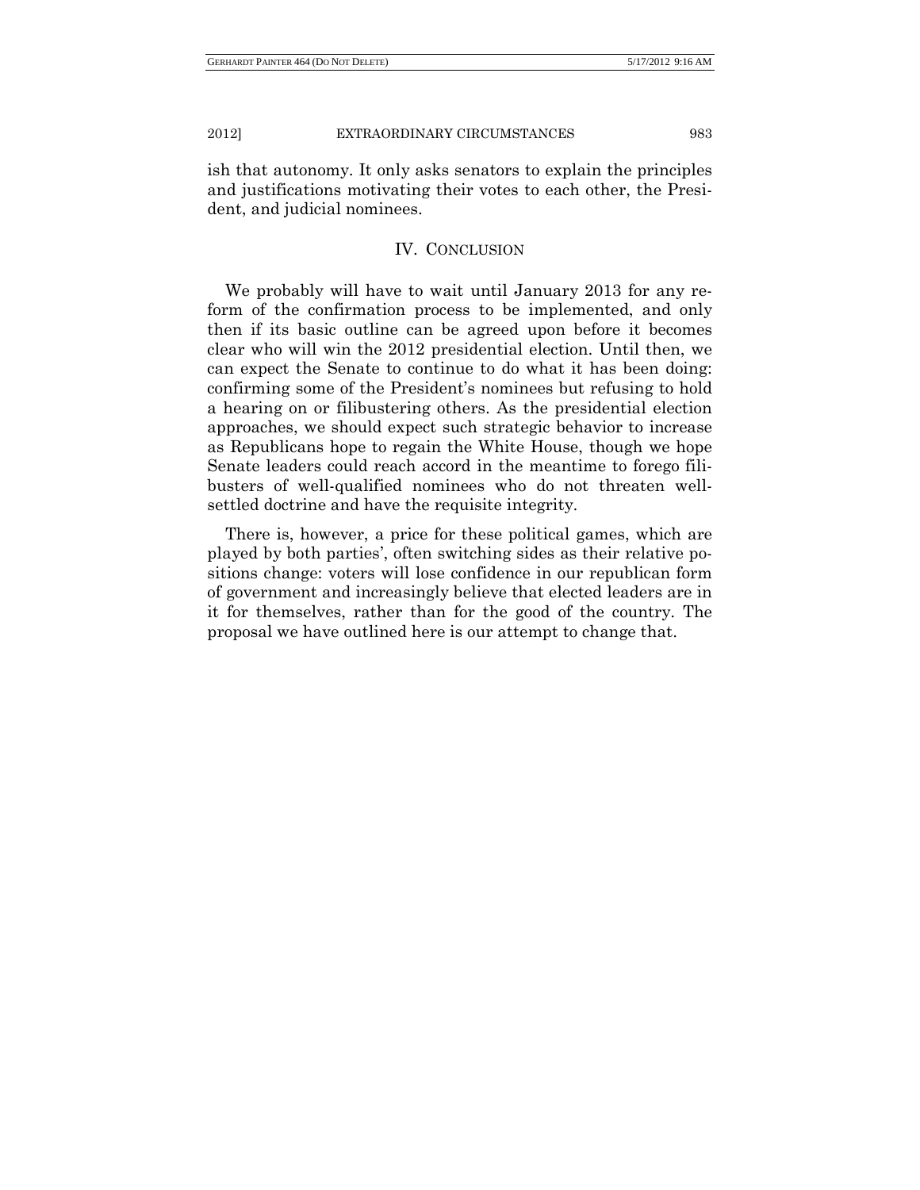ish that autonomy. It only asks senators to explain the principles and justifications motivating their votes to each other, the President, and judicial nominees.

## IV. CONCLUSION

We probably will have to wait until January 2013 for any reform of the confirmation process to be implemented, and only then if its basic outline can be agreed upon before it becomes clear who will win the 2012 presidential election. Until then, we can expect the Senate to continue to do what it has been doing: confirming some of the President's nominees but refusing to hold a hearing on or filibustering others. As the presidential election approaches, we should expect such strategic behavior to increase as Republicans hope to regain the White House, though we hope Senate leaders could reach accord in the meantime to forego filibusters of well-qualified nominees who do not threaten well-settled doctrine and have the requisite integrity.

There is, however, a price for these political games, which are played by both parties', often switching sides as their relative positions change: voters will lose confidence in our republican form of government and increasingly believe that elected leaders are in it for themselves, rather than for the good of the country. The proposal we have outlined here is our attempt to change that.